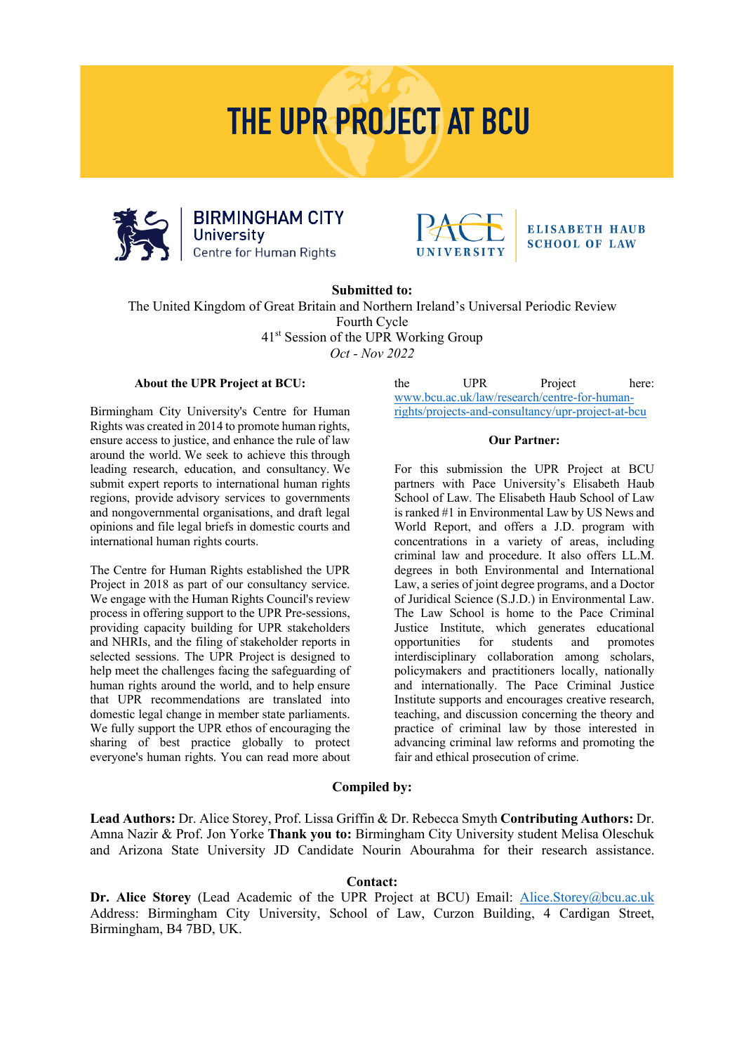# THE UPR PROJECT AT BCU

BIRMINGHAM CITY University
Centre for Human Rights

PACE UNIVERSITY | ELISABETH HAUB SCHOOL OF LAW

**Submitted to:**

The United Kingdom of Great Britain and Northern Ireland's Universal Periodic Review
Fourth Cycle
41st Session of the UPR Working Group
*Oct - Nov 2022*

**About the UPR Project at BCU:**

Birmingham City University's Centre for Human Rights was created in 2014 to promote human rights, ensure access to justice, and enhance the rule of law around the world. We seek to achieve this through leading research, education, and consultancy. We submit expert reports to international human rights regions, provide advisory services to governments and nongovernmental organisations, and draft legal opinions and file legal briefs in domestic courts and international human rights courts.

The Centre for Human Rights established the UPR Project in 2018 as part of our consultancy service. We engage with the Human Rights Council's review process in offering support to the UPR Pre-sessions, providing capacity building for UPR stakeholders and NHRIs, and the filing of stakeholder reports in selected sessions. The UPR Project is designed to help meet the challenges facing the safeguarding of human rights around the world, and to help ensure that UPR recommendations are translated into domestic legal change in member state parliaments. We fully support the UPR ethos of encouraging the sharing of best practice globally to protect everyone's human rights. You can read more about the UPR Project here: [www.bcu.ac.uk/law/research/centre-for-human-rights/projects-and-consultancy/upr-project-at-bcu](www.bcu.ac.uk/law/research/centre-for-human-rights/projects-and-consultancy/upr-project-at-bcu)

**Our Partner:**

For this submission the UPR Project at BCU partners with Pace University's Elisabeth Haub School of Law. The Elisabeth Haub School of Law is ranked #1 in Environmental Law by US News and World Report, and offers a J.D. program with concentrations in a variety of areas, including criminal law and procedure. It also offers LL.M. degrees in both Environmental and International Law, a series of joint degree programs, and a Doctor of Juridical Science (S.J.D.) in Environmental Law. The Law School is home to the Pace Criminal Justice Institute, which generates educational opportunities for students and promotes interdisciplinary collaboration among scholars, policymakers and practitioners locally, nationally and internationally. The Pace Criminal Justice Institute supports and encourages creative research, teaching, and discussion concerning the theory and practice of criminal law by those interested in advancing criminal law reforms and promoting the fair and ethical prosecution of crime.

**Compiled by:**

**Lead Authors:** Dr. Alice Storey, Prof. Lissa Griffin & Dr. Rebecca Smyth **Contributing Authors:** Dr. Amna Nazir & Prof. Jon Yorke **Thank you to:** Birmingham City University student Melisa Oleschuk and Arizona State University JD Candidate Nourin Abourahma for their research assistance.

**Contact:**

**Dr. Alice Storey** (Lead Academic of the UPR Project at BCU) Email: [Alice.Storey@bcu.ac.uk](mailto:Alice.Storey@bcu.ac.uk)
Address: Birmingham City University, School of Law, Curzon Building, 4 Cardigan Street, Birmingham, B4 7BD, UK.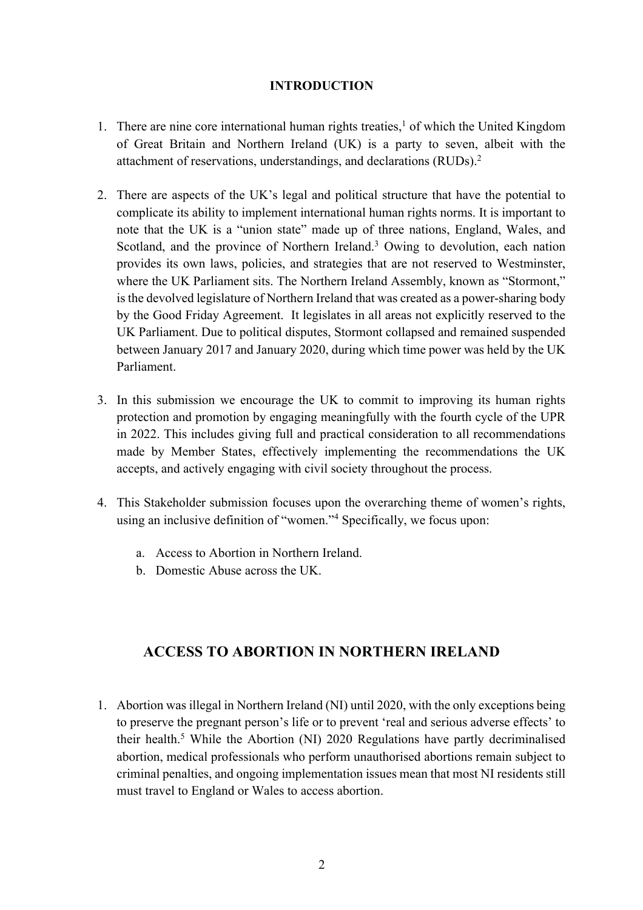## INTRODUCTION

1. There are nine core international human rights treaties,[1] of which the United Kingdom of Great Britain and Northern Ireland (UK) is a party to seven, albeit with the attachment of reservations, understandings, and declarations (RUDs).[2]

2. There are aspects of the UK's legal and political structure that have the potential to complicate its ability to implement international human rights norms. It is important to note that the UK is a "union state" made up of three nations, England, Wales, and Scotland, and the province of Northern Ireland.[3] Owing to devolution, each nation provides its own laws, policies, and strategies that are not reserved to Westminster, where the UK Parliament sits. The Northern Ireland Assembly, known as "Stormont," is the devolved legislature of Northern Ireland that was created as a power-sharing body by the Good Friday Agreement. It legislates in all areas not explicitly reserved to the UK Parliament. Due to political disputes, Stormont collapsed and remained suspended between January 2017 and January 2020, during which time power was held by the UK Parliament.

3. In this submission we encourage the UK to commit to improving its human rights protection and promotion by engaging meaningfully with the fourth cycle of the UPR in 2022. This includes giving full and practical consideration to all recommendations made by Member States, effectively implementing the recommendations the UK accepts, and actively engaging with civil society throughout the process.

4. This Stakeholder submission focuses upon the overarching theme of women's rights, using an inclusive definition of "women."[4] Specifically, we focus upon:

   a. Access to Abortion in Northern Ireland.
   b. Domestic Abuse across the UK.

## ACCESS TO ABORTION IN NORTHERN IRELAND

1. Abortion was illegal in Northern Ireland (NI) until 2020, with the only exceptions being to preserve the pregnant person's life or to prevent 'real and serious adverse effects' to their health.[5] While the Abortion (NI) 2020 Regulations have partly decriminalised abortion, medical professionals who perform unauthorised abortions remain subject to criminal penalties, and ongoing implementation issues mean that most NI residents still must travel to England or Wales to access abortion.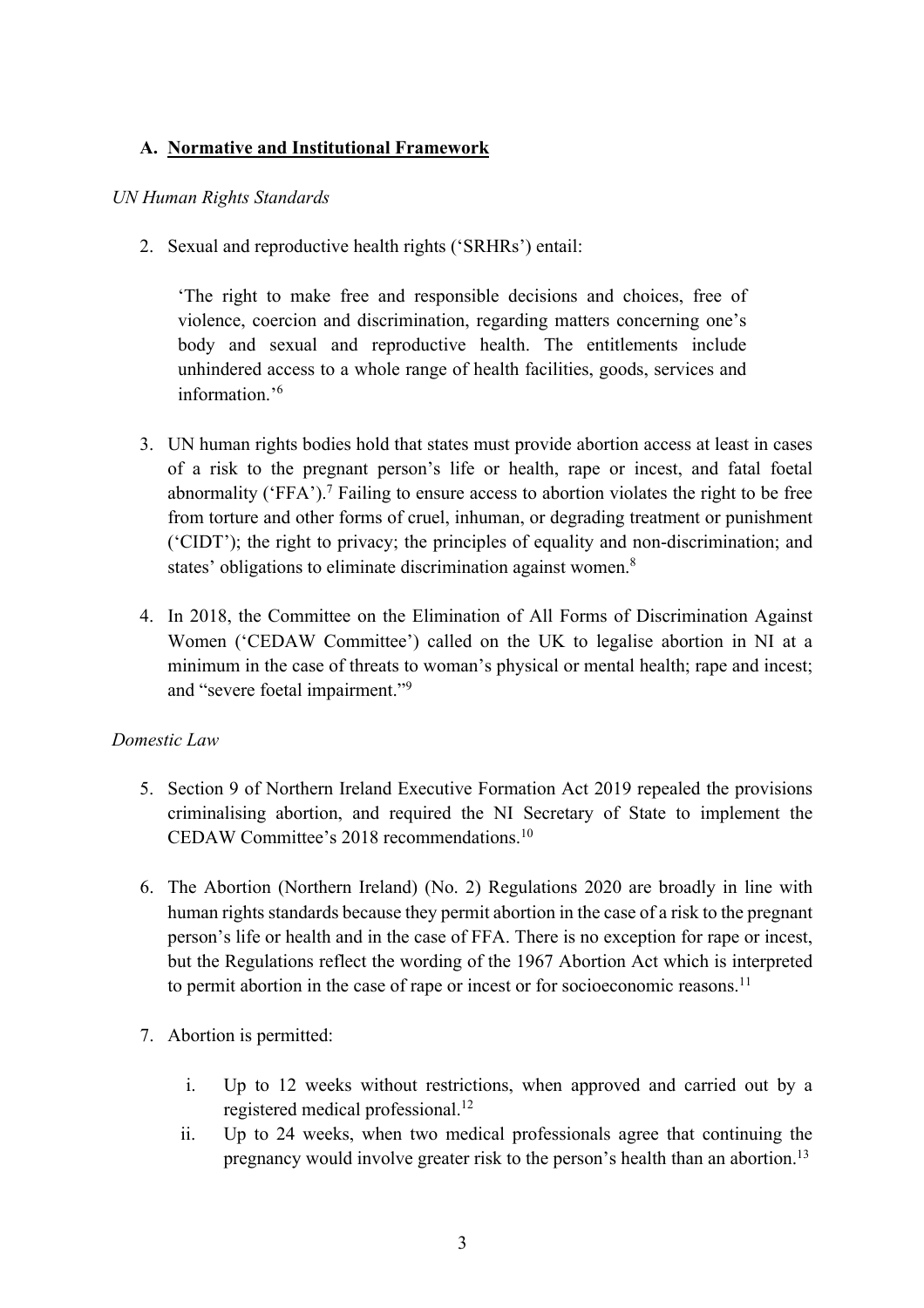## A. Normative and Institutional Framework

*UN Human Rights Standards*

2. Sexual and reproductive health rights ('SRHRs') entail:

   > 'The right to make free and responsible decisions and choices, free of violence, coercion and discrimination, regarding matters concerning one's body and sexual and reproductive health. The entitlements include unhindered access to a whole range of health facilities, goods, services and information.'[6]

3. UN human rights bodies hold that states must provide abortion access at least in cases of a risk to the pregnant person's life or health, rape or incest, and fatal foetal abnormality ('FFA').[7] Failing to ensure access to abortion violates the right to be free from torture and other forms of cruel, inhuman, or degrading treatment or punishment ('CIDT'); the right to privacy; the principles of equality and non-discrimination; and states' obligations to eliminate discrimination against women.[8]

4. In 2018, the Committee on the Elimination of All Forms of Discrimination Against Women ('CEDAW Committee') called on the UK to legalise abortion in NI at a minimum in the case of threats to woman's physical or mental health; rape and incest; and "severe foetal impairment."[9]

*Domestic Law*

5. Section 9 of Northern Ireland Executive Formation Act 2019 repealed the provisions criminalising abortion, and required the NI Secretary of State to implement the CEDAW Committee's 2018 recommendations.[10]

6. The Abortion (Northern Ireland) (No. 2) Regulations 2020 are broadly in line with human rights standards because they permit abortion in the case of a risk to the pregnant person's life or health and in the case of FFA. There is no exception for rape or incest, but the Regulations reflect the wording of the 1967 Abortion Act which is interpreted to permit abortion in the case of rape or incest or for socioeconomic reasons.[11]

7. Abortion is permitted:

   i. Up to 12 weeks without restrictions, when approved and carried out by a registered medical professional.[12]
   
   ii. Up to 24 weeks, when two medical professionals agree that continuing the pregnancy would involve greater risk to the person's health than an abortion.[13]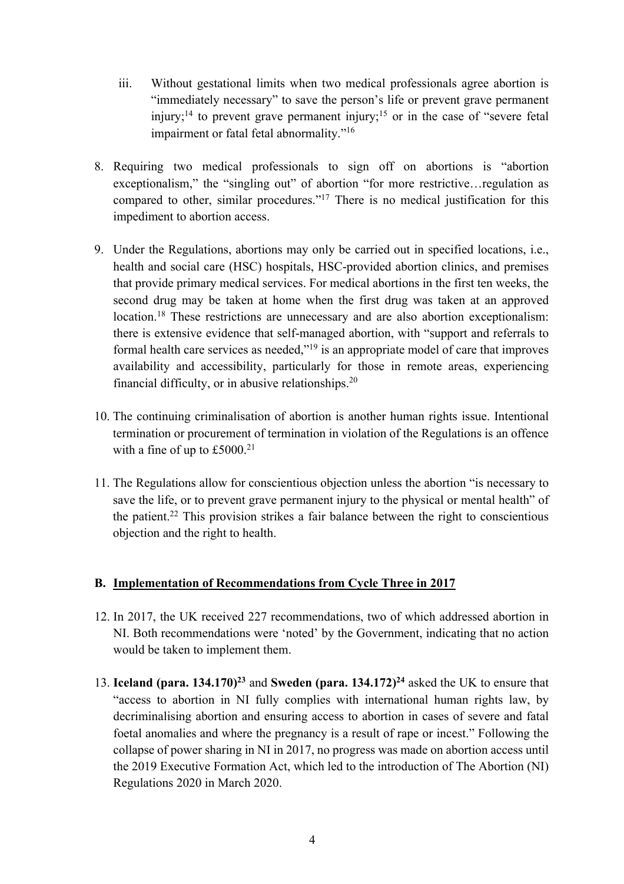iii. Without gestational limits when two medical professionals agree abortion is "immediately necessary" to save the person's life or prevent grave permanent injury;[14] to prevent grave permanent injury;[15] or in the case of "severe fetal impairment or fatal fetal abnormality."[16]

8. Requiring two medical professionals to sign off on abortions is "abortion exceptionalism," the "singling out" of abortion "for more restrictive…regulation as compared to other, similar procedures."[17] There is no medical justification for this impediment to abortion access.

9. Under the Regulations, abortions may only be carried out in specified locations, i.e., health and social care (HSC) hospitals, HSC-provided abortion clinics, and premises that provide primary medical services. For medical abortions in the first ten weeks, the second drug may be taken at home when the first drug was taken at an approved location.[18] These restrictions are unnecessary and are also abortion exceptionalism: there is extensive evidence that self-managed abortion, with "support and referrals to formal health care services as needed,"[19] is an appropriate model of care that improves availability and accessibility, particularly for those in remote areas, experiencing financial difficulty, or in abusive relationships.[20]

10. The continuing criminalisation of abortion is another human rights issue. Intentional termination or procurement of termination in violation of the Regulations is an offence with a fine of up to £5000.[21]

11. The Regulations allow for conscientious objection unless the abortion "is necessary to save the life, or to prevent grave permanent injury to the physical or mental health" of the patient.[22] This provision strikes a fair balance between the right to conscientious objection and the right to health.

## B. Implementation of Recommendations from Cycle Three in 2017

12. In 2017, the UK received 227 recommendations, two of which addressed abortion in NI. Both recommendations were 'noted' by the Government, indicating that no action would be taken to implement them.

13. **Iceland (para. 134.170)[23]** and **Sweden (para. 134.172)[24]** asked the UK to ensure that "access to abortion in NI fully complies with international human rights law, by decriminalising abortion and ensuring access to abortion in cases of severe and fatal foetal anomalies and where the pregnancy is a result of rape or incest." Following the collapse of power sharing in NI in 2017, no progress was made on abortion access until the 2019 Executive Formation Act, which led to the introduction of The Abortion (NI) Regulations 2020 in March 2020.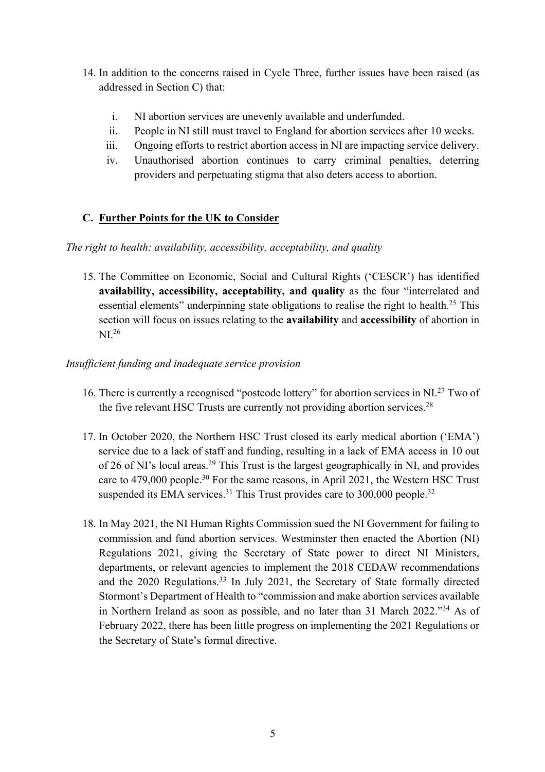14. In addition to the concerns raised in Cycle Three, further issues have been raised (as addressed in Section C) that:

    i. NI abortion services are unevenly available and underfunded.
    ii. People in NI still must travel to England for abortion services after 10 weeks.
    iii. Ongoing efforts to restrict abortion access in NI are impacting service delivery.
    iv. Unauthorised abortion continues to carry criminal penalties, deterring providers and perpetuating stigma that also deters access to abortion.

## C. Further Points for the UK to Consider

*The right to health: availability, accessibility, acceptability, and quality*

15. The Committee on Economic, Social and Cultural Rights ('CESCR') has identified **availability, accessibility, acceptability, and quality** as the four "interrelated and essential elements" underpinning state obligations to realise the right to health.[25] This section will focus on issues relating to the **availability** and **accessibility** of abortion in NI.[26]

*Insufficient funding and inadequate service provision*

16. There is currently a recognised "postcode lottery" for abortion services in NI.[27] Two of the five relevant HSC Trusts are currently not providing abortion services.[28]

17. In October 2020, the Northern HSC Trust closed its early medical abortion ('EMA') service due to a lack of staff and funding, resulting in a lack of EMA access in 10 out of 26 of NI's local areas.[29] This Trust is the largest geographically in NI, and provides care to 479,000 people.[30] For the same reasons, in April 2021, the Western HSC Trust suspended its EMA services.[31] This Trust provides care to 300,000 people.[32]

18. In May 2021, the NI Human Rights Commission sued the NI Government for failing to commission and fund abortion services. Westminster then enacted the Abortion (NI) Regulations 2021, giving the Secretary of State power to direct NI Ministers, departments, or relevant agencies to implement the 2018 CEDAW recommendations and the 2020 Regulations.[33] In July 2021, the Secretary of State formally directed Stormont's Department of Health to "commission and make abortion services available in Northern Ireland as soon as possible, and no later than 31 March 2022."[34] As of February 2022, there has been little progress on implementing the 2021 Regulations or the Secretary of State's formal directive.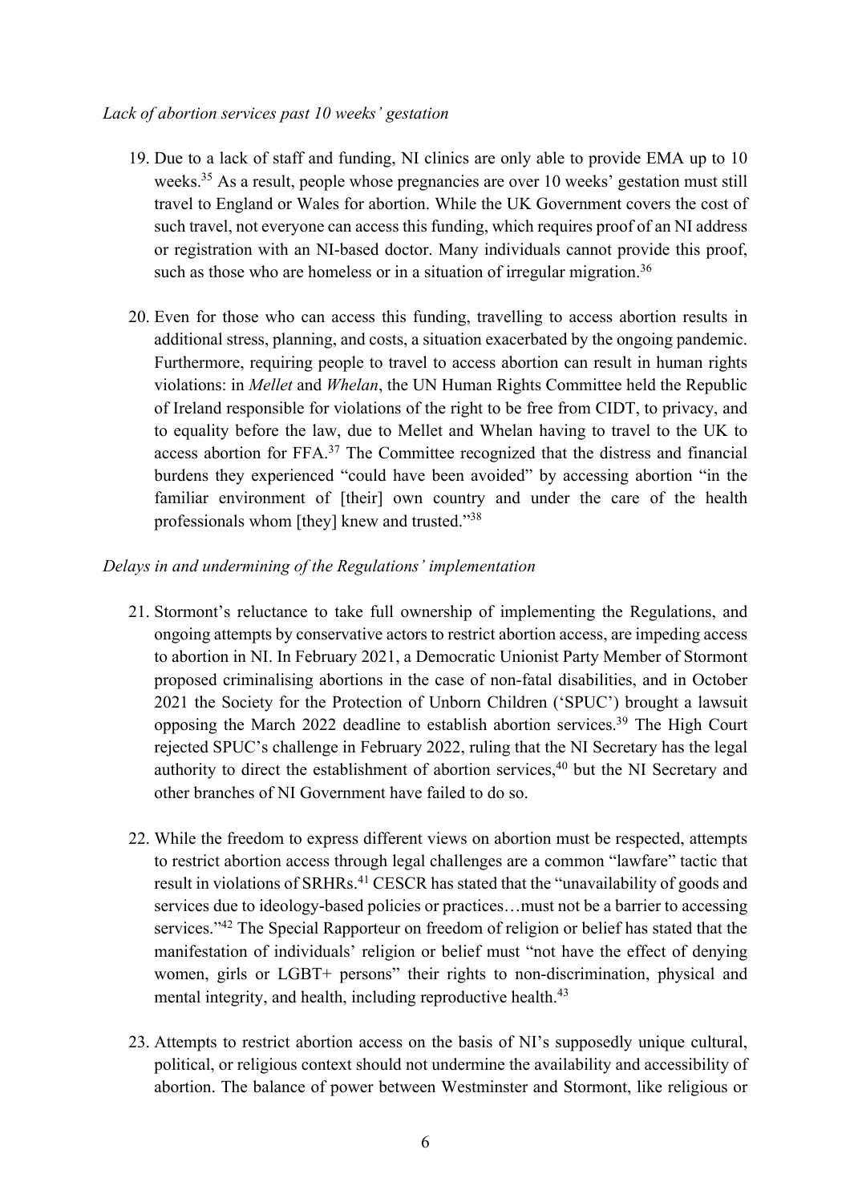*Lack of abortion services past 10 weeks' gestation*

19. Due to a lack of staff and funding, NI clinics are only able to provide EMA up to 10 weeks.[35] As a result, people whose pregnancies are over 10 weeks' gestation must still travel to England or Wales for abortion. While the UK Government covers the cost of such travel, not everyone can access this funding, which requires proof of an NI address or registration with an NI-based doctor. Many individuals cannot provide this proof, such as those who are homeless or in a situation of irregular migration.[36]

20. Even for those who can access this funding, travelling to access abortion results in additional stress, planning, and costs, a situation exacerbated by the ongoing pandemic. Furthermore, requiring people to travel to access abortion can result in human rights violations: in *Mellet* and *Whelan*, the UN Human Rights Committee held the Republic of Ireland responsible for violations of the right to be free from CIDT, to privacy, and to equality before the law, due to Mellet and Whelan having to travel to the UK to access abortion for FFA.[37] The Committee recognized that the distress and financial burdens they experienced "could have been avoided" by accessing abortion "in the familiar environment of [their] own country and under the care of the health professionals whom [they] knew and trusted."[38]

*Delays in and undermining of the Regulations' implementation*

21. Stormont's reluctance to take full ownership of implementing the Regulations, and ongoing attempts by conservative actors to restrict abortion access, are impeding access to abortion in NI. In February 2021, a Democratic Unionist Party Member of Stormont proposed criminalising abortions in the case of non-fatal disabilities, and in October 2021 the Society for the Protection of Unborn Children ('SPUC') brought a lawsuit opposing the March 2022 deadline to establish abortion services.[39] The High Court rejected SPUC's challenge in February 2022, ruling that the NI Secretary has the legal authority to direct the establishment of abortion services,[40] but the NI Secretary and other branches of NI Government have failed to do so.

22. While the freedom to express different views on abortion must be respected, attempts to restrict abortion access through legal challenges are a common "lawfare" tactic that result in violations of SRHRs.[41] CESCR has stated that the "unavailability of goods and services due to ideology-based policies or practices…must not be a barrier to accessing services."[42] The Special Rapporteur on freedom of religion or belief has stated that the manifestation of individuals' religion or belief must "not have the effect of denying women, girls or LGBT+ persons" their rights to non-discrimination, physical and mental integrity, and health, including reproductive health.[43]

23. Attempts to restrict abortion access on the basis of NI's supposedly unique cultural, political, or religious context should not undermine the availability and accessibility of abortion. The balance of power between Westminster and Stormont, like religious or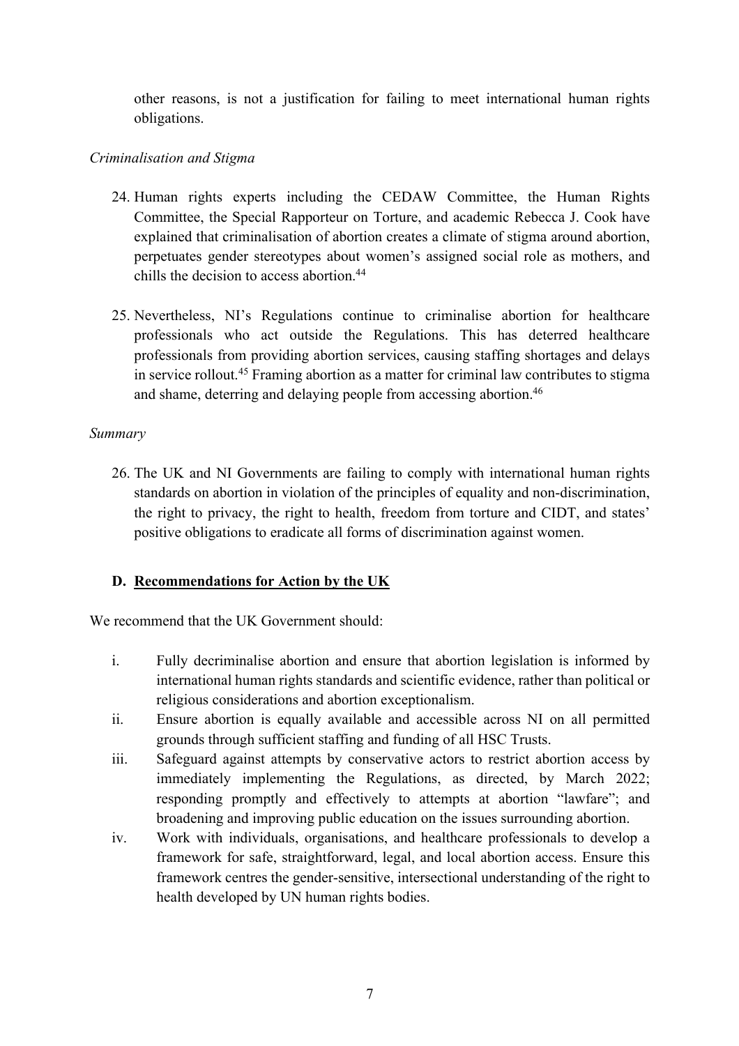other reasons, is not a justification for failing to meet international human rights obligations.

*Criminalisation and Stigma*

24. Human rights experts including the CEDAW Committee, the Human Rights Committee, the Special Rapporteur on Torture, and academic Rebecca J. Cook have explained that criminalisation of abortion creates a climate of stigma around abortion, perpetuates gender stereotypes about women's assigned social role as mothers, and chills the decision to access abortion.[44]

25. Nevertheless, NI's Regulations continue to criminalise abortion for healthcare professionals who act outside the Regulations. This has deterred healthcare professionals from providing abortion services, causing staffing shortages and delays in service rollout.[45] Framing abortion as a matter for criminal law contributes to stigma and shame, deterring and delaying people from accessing abortion.[46]

*Summary*

26. The UK and NI Governments are failing to comply with international human rights standards on abortion in violation of the principles of equality and non-discrimination, the right to privacy, the right to health, freedom from torture and CIDT, and states' positive obligations to eradicate all forms of discrimination against women.

## D. Recommendations for Action by the UK

We recommend that the UK Government should:

i. Fully decriminalise abortion and ensure that abortion legislation is informed by international human rights standards and scientific evidence, rather than political or religious considerations and abortion exceptionalism.
ii. Ensure abortion is equally available and accessible across NI on all permitted grounds through sufficient staffing and funding of all HSC Trusts.
iii. Safeguard against attempts by conservative actors to restrict abortion access by immediately implementing the Regulations, as directed, by March 2022; responding promptly and effectively to attempts at abortion "lawfare"; and broadening and improving public education on the issues surrounding abortion.
iv. Work with individuals, organisations, and healthcare professionals to develop a framework for safe, straightforward, legal, and local abortion access. Ensure this framework centres the gender-sensitive, intersectional understanding of the right to health developed by UN human rights bodies.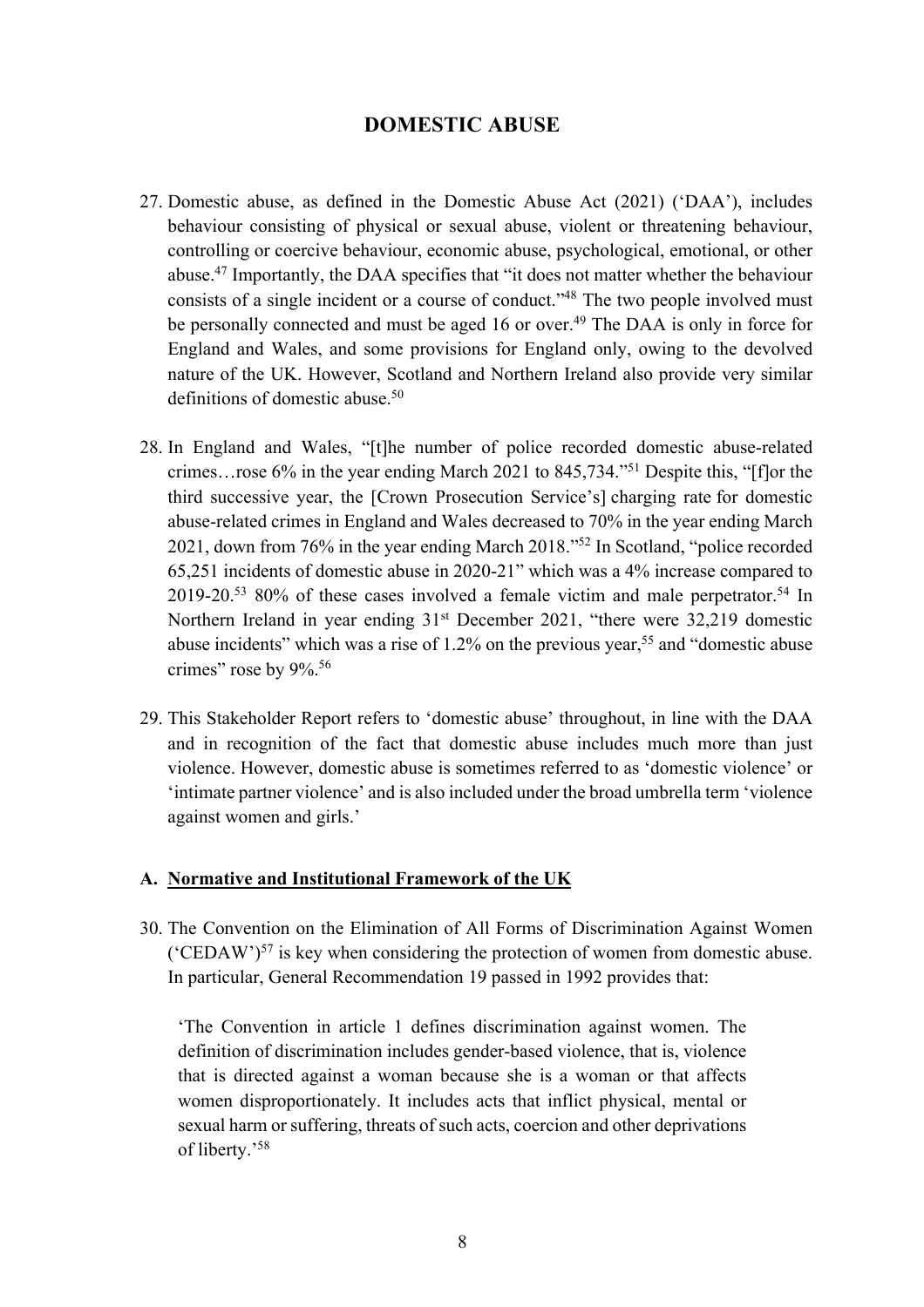## DOMESTIC ABUSE

27. Domestic abuse, as defined in the Domestic Abuse Act (2021) ('DAA'), includes behaviour consisting of physical or sexual abuse, violent or threatening behaviour, controlling or coercive behaviour, economic abuse, psychological, emotional, or other abuse.[47] Importantly, the DAA specifies that "it does not matter whether the behaviour consists of a single incident or a course of conduct."[48] The two people involved must be personally connected and must be aged 16 or over.[49] The DAA is only in force for England and Wales, and some provisions for England only, owing to the devolved nature of the UK. However, Scotland and Northern Ireland also provide very similar definitions of domestic abuse.[50]

28. In England and Wales, "[t]he number of police recorded domestic abuse-related crimes…rose 6% in the year ending March 2021 to 845,734."[51] Despite this, "[f]or the third successive year, the [Crown Prosecution Service's] charging rate for domestic abuse-related crimes in England and Wales decreased to 70% in the year ending March 2021, down from 76% in the year ending March 2018."[52] In Scotland, "police recorded 65,251 incidents of domestic abuse in 2020-21" which was a 4% increase compared to 2019-20.[53] 80% of these cases involved a female victim and male perpetrator.[54] In Northern Ireland in year ending 31st December 2021, "there were 32,219 domestic abuse incidents" which was a rise of 1.2% on the previous year,[55] and "domestic abuse crimes" rose by 9%.[56]

29. This Stakeholder Report refers to 'domestic abuse' throughout, in line with the DAA and in recognition of the fact that domestic abuse includes much more than just violence. However, domestic abuse is sometimes referred to as 'domestic violence' or 'intimate partner violence' and is also included under the broad umbrella term 'violence against women and girls.'

### A. Normative and Institutional Framework of the UK

30. The Convention on the Elimination of All Forms of Discrimination Against Women ('CEDAW')[57] is key when considering the protection of women from domestic abuse. In particular, General Recommendation 19 passed in 1992 provides that:

> 'The Convention in article 1 defines discrimination against women. The definition of discrimination includes gender-based violence, that is, violence that is directed against a woman because she is a woman or that affects women disproportionately. It includes acts that inflict physical, mental or sexual harm or suffering, threats of such acts, coercion and other deprivations of liberty.'[58]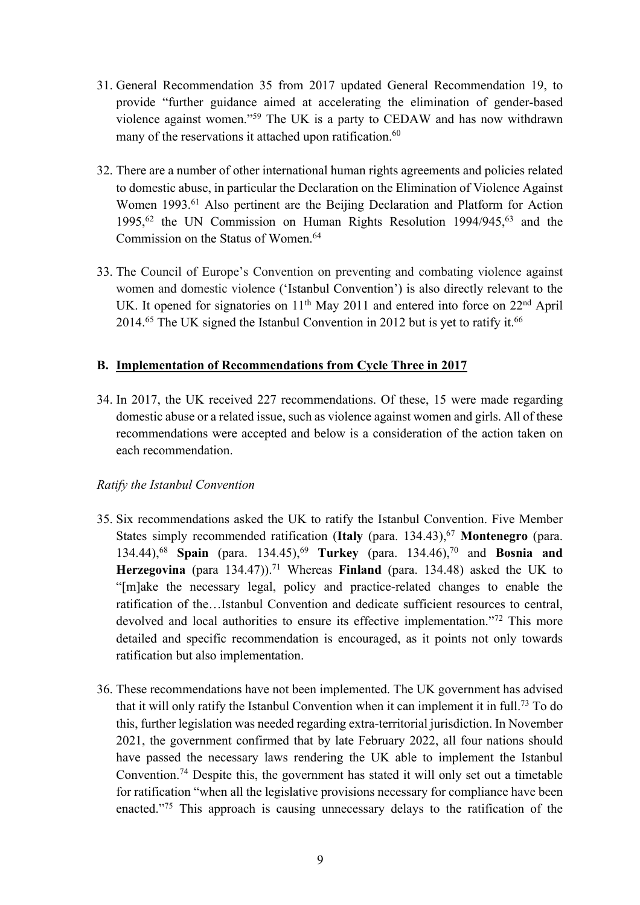31. General Recommendation 35 from 2017 updated General Recommendation 19, to provide "further guidance aimed at accelerating the elimination of gender-based violence against women."[59] The UK is a party to CEDAW and has now withdrawn many of the reservations it attached upon ratification.[60]

32. There are a number of other international human rights agreements and policies related to domestic abuse, in particular the Declaration on the Elimination of Violence Against Women 1993.[61] Also pertinent are the Beijing Declaration and Platform for Action 1995,[62] the UN Commission on Human Rights Resolution 1994/945,[63] and the Commission on the Status of Women.[64]

33. The Council of Europe's Convention on preventing and combating violence against women and domestic violence ('Istanbul Convention') is also directly relevant to the UK. It opened for signatories on 11th May 2011 and entered into force on 22nd April 2014.[65] The UK signed the Istanbul Convention in 2012 but is yet to ratify it.[66]

## B. Implementation of Recommendations from Cycle Three in 2017

34. In 2017, the UK received 227 recommendations. Of these, 15 were made regarding domestic abuse or a related issue, such as violence against women and girls. All of these recommendations were accepted and below is a consideration of the action taken on each recommendation.

*Ratify the Istanbul Convention*

35. Six recommendations asked the UK to ratify the Istanbul Convention. Five Member States simply recommended ratification (**Italy** (para. 134.43),[67] **Montenegro** (para. 134.44),[68] **Spain** (para. 134.45),[69] **Turkey** (para. 134.46),[70] and **Bosnia and Herzegovina** (para 134.47)).[71] Whereas **Finland** (para. 134.48) asked the UK to "[m]ake the necessary legal, policy and practice-related changes to enable the ratification of the…Istanbul Convention and dedicate sufficient resources to central, devolved and local authorities to ensure its effective implementation."[72] This more detailed and specific recommendation is encouraged, as it points not only towards ratification but also implementation.

36. These recommendations have not been implemented. The UK government has advised that it will only ratify the Istanbul Convention when it can implement it in full.[73] To do this, further legislation was needed regarding extra-territorial jurisdiction. In November 2021, the government confirmed that by late February 2022, all four nations should have passed the necessary laws rendering the UK able to implement the Istanbul Convention.[74] Despite this, the government has stated it will only set out a timetable for ratification "when all the legislative provisions necessary for compliance have been enacted."[75] This approach is causing unnecessary delays to the ratification of the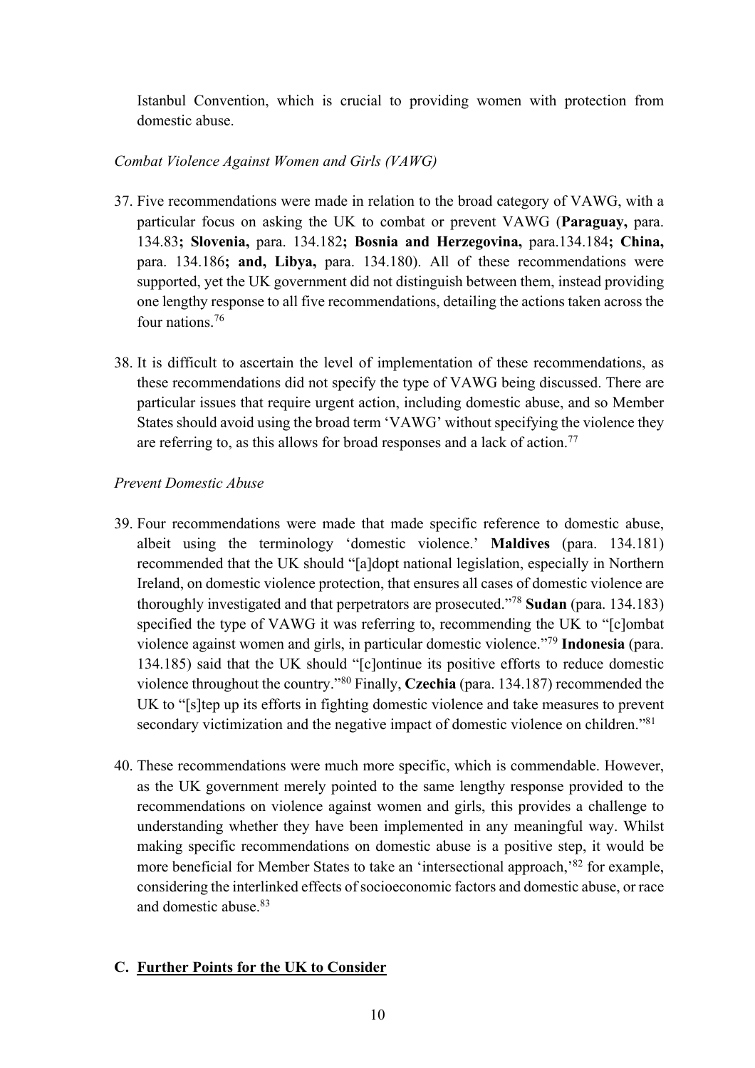Istanbul Convention, which is crucial to providing women with protection from domestic abuse.

*Combat Violence Against Women and Girls (VAWG)*

37. Five recommendations were made in relation to the broad category of VAWG, with a particular focus on asking the UK to combat or prevent VAWG (**Paraguay,** para. 134.83**; Slovenia,** para. 134.182**; Bosnia and Herzegovina,** para.134.184**; China,** para. 134.186**; and, Libya,** para. 134.180). All of these recommendations were supported, yet the UK government did not distinguish between them, instead providing one lengthy response to all five recommendations, detailing the actions taken across the four nations.[76]

38. It is difficult to ascertain the level of implementation of these recommendations, as these recommendations did not specify the type of VAWG being discussed. There are particular issues that require urgent action, including domestic abuse, and so Member States should avoid using the broad term 'VAWG' without specifying the violence they are referring to, as this allows for broad responses and a lack of action.[77]

*Prevent Domestic Abuse*

39. Four recommendations were made that made specific reference to domestic abuse, albeit using the terminology 'domestic violence.' **Maldives** (para. 134.181) recommended that the UK should "[a]dopt national legislation, especially in Northern Ireland, on domestic violence protection, that ensures all cases of domestic violence are thoroughly investigated and that perpetrators are prosecuted."[78] **Sudan** (para. 134.183) specified the type of VAWG it was referring to, recommending the UK to "[c]ombat violence against women and girls, in particular domestic violence."[79] **Indonesia** (para. 134.185) said that the UK should "[c]ontinue its positive efforts to reduce domestic violence throughout the country."[80] Finally, **Czechia** (para. 134.187) recommended the UK to "[s]tep up its efforts in fighting domestic violence and take measures to prevent secondary victimization and the negative impact of domestic violence on children."[81]

40. These recommendations were much more specific, which is commendable. However, as the UK government merely pointed to the same lengthy response provided to the recommendations on violence against women and girls, this provides a challenge to understanding whether they have been implemented in any meaningful way. Whilst making specific recommendations on domestic abuse is a positive step, it would be more beneficial for Member States to take an 'intersectional approach,'[82] for example, considering the interlinked effects of socioeconomic factors and domestic abuse, or race and domestic abuse.[83]

## C. Further Points for the UK to Consider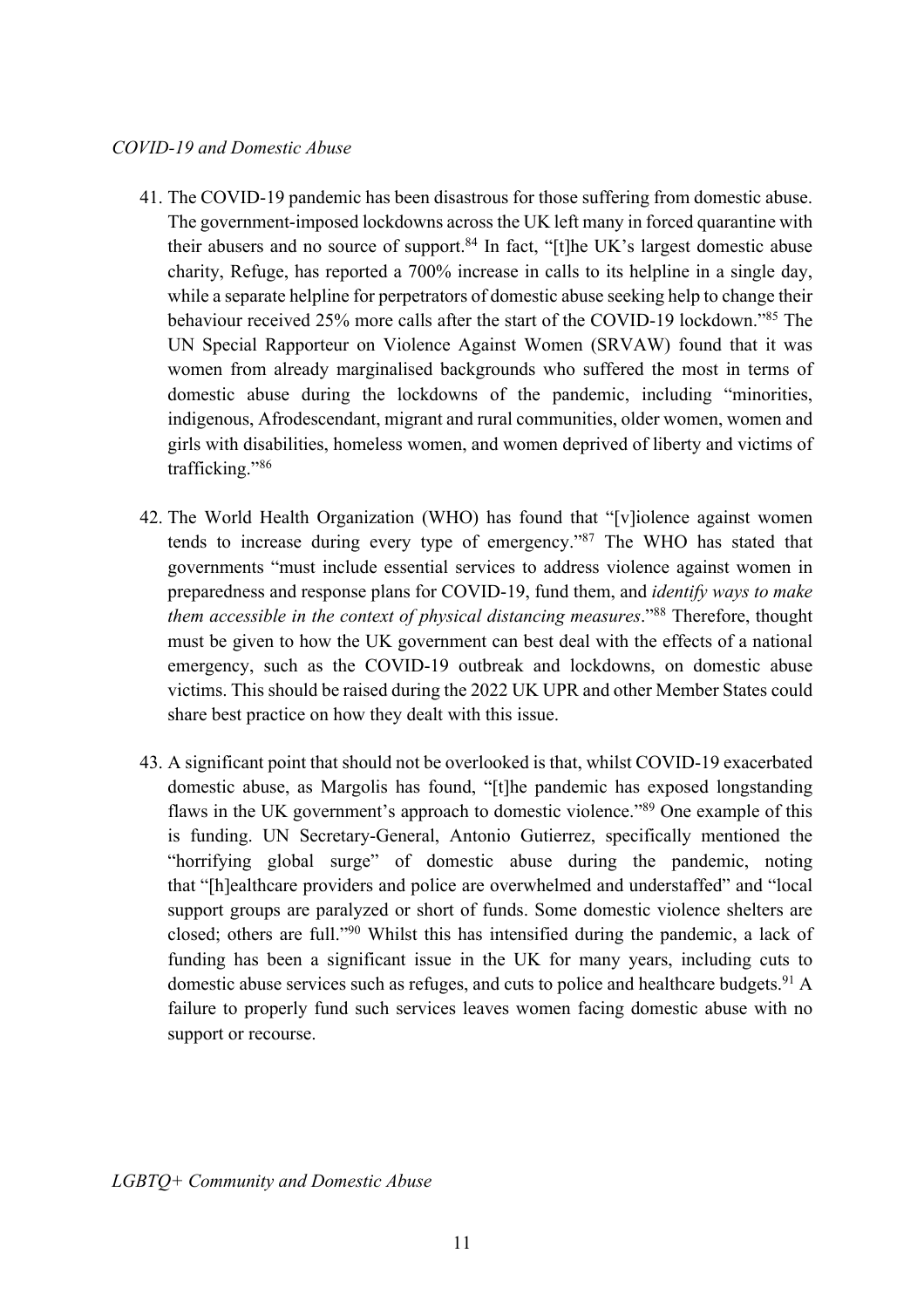*COVID-19 and Domestic Abuse*

41. The COVID-19 pandemic has been disastrous for those suffering from domestic abuse. The government-imposed lockdowns across the UK left many in forced quarantine with their abusers and no source of support.[84] In fact, "[t]he UK's largest domestic abuse charity, Refuge, has reported a 700% increase in calls to its helpline in a single day, while a separate helpline for perpetrators of domestic abuse seeking help to change their behaviour received 25% more calls after the start of the COVID-19 lockdown."[85] The UN Special Rapporteur on Violence Against Women (SRVAW) found that it was women from already marginalised backgrounds who suffered the most in terms of domestic abuse during the lockdowns of the pandemic, including "minorities, indigenous, Afrodescendant, migrant and rural communities, older women, women and girls with disabilities, homeless women, and women deprived of liberty and victims of trafficking."[86]

42. The World Health Organization (WHO) has found that "[v]iolence against women tends to increase during every type of emergency."[87] The WHO has stated that governments "must include essential services to address violence against women in preparedness and response plans for COVID-19, fund them, and *identify ways to make them accessible in the context of physical distancing measures*."[88] Therefore, thought must be given to how the UK government can best deal with the effects of a national emergency, such as the COVID-19 outbreak and lockdowns, on domestic abuse victims. This should be raised during the 2022 UK UPR and other Member States could share best practice on how they dealt with this issue.

43. A significant point that should not be overlooked is that, whilst COVID-19 exacerbated domestic abuse, as Margolis has found, "[t]he pandemic has exposed longstanding flaws in the UK government's approach to domestic violence."[89] One example of this is funding. UN Secretary-General, Antonio Gutierrez, specifically mentioned the "horrifying global surge" of domestic abuse during the pandemic, noting that "[h]ealthcare providers and police are overwhelmed and understaffed" and "local support groups are paralyzed or short of funds. Some domestic violence shelters are closed; others are full."[90] Whilst this has intensified during the pandemic, a lack of funding has been a significant issue in the UK for many years, including cuts to domestic abuse services such as refuges, and cuts to police and healthcare budgets.[91] A failure to properly fund such services leaves women facing domestic abuse with no support or recourse.

*LGBTQ+ Community and Domestic Abuse*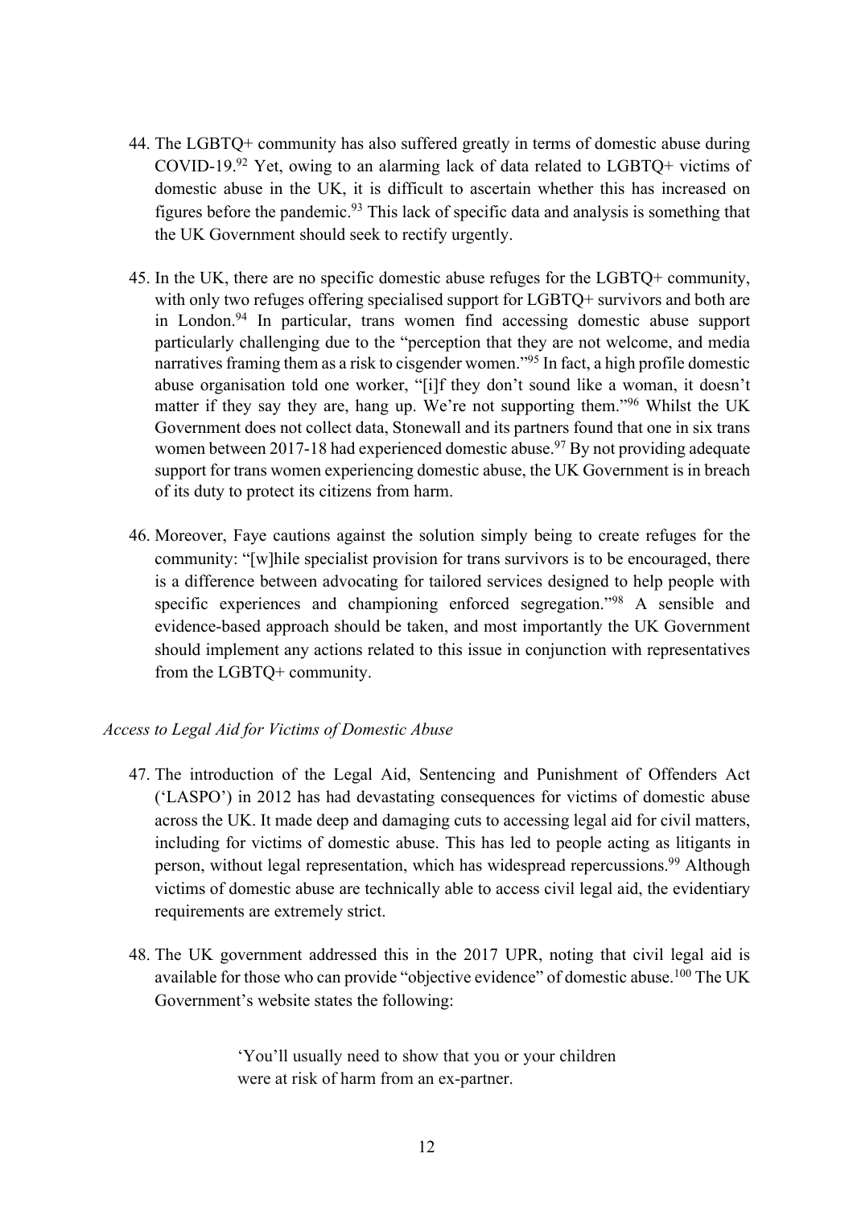44. The LGBTQ+ community has also suffered greatly in terms of domestic abuse during COVID-19.[92] Yet, owing to an alarming lack of data related to LGBTQ+ victims of domestic abuse in the UK, it is difficult to ascertain whether this has increased on figures before the pandemic.[93] This lack of specific data and analysis is something that the UK Government should seek to rectify urgently.

45. In the UK, there are no specific domestic abuse refuges for the LGBTQ+ community, with only two refuges offering specialised support for LGBTQ+ survivors and both are in London.[94] In particular, trans women find accessing domestic abuse support particularly challenging due to the "perception that they are not welcome, and media narratives framing them as a risk to cisgender women."[95] In fact, a high profile domestic abuse organisation told one worker, "[i]f they don't sound like a woman, it doesn't matter if they say they are, hang up. We're not supporting them."[96] Whilst the UK Government does not collect data, Stonewall and its partners found that one in six trans women between 2017-18 had experienced domestic abuse.[97] By not providing adequate support for trans women experiencing domestic abuse, the UK Government is in breach of its duty to protect its citizens from harm.

46. Moreover, Faye cautions against the solution simply being to create refuges for the community: "[w]hile specialist provision for trans survivors is to be encouraged, there is a difference between advocating for tailored services designed to help people with specific experiences and championing enforced segregation."[98] A sensible and evidence-based approach should be taken, and most importantly the UK Government should implement any actions related to this issue in conjunction with representatives from the LGBTQ+ community.

*Access to Legal Aid for Victims of Domestic Abuse*

47. The introduction of the Legal Aid, Sentencing and Punishment of Offenders Act ('LASPO') in 2012 has had devastating consequences for victims of domestic abuse across the UK. It made deep and damaging cuts to accessing legal aid for civil matters, including for victims of domestic abuse. This has led to people acting as litigants in person, without legal representation, which has widespread repercussions.[99] Although victims of domestic abuse are technically able to access civil legal aid, the evidentiary requirements are extremely strict.

48. The UK government addressed this in the 2017 UPR, noting that civil legal aid is available for those who can provide "objective evidence" of domestic abuse.[100] The UK Government's website states the following:

> 'You'll usually need to show that you or your children were at risk of harm from an ex-partner.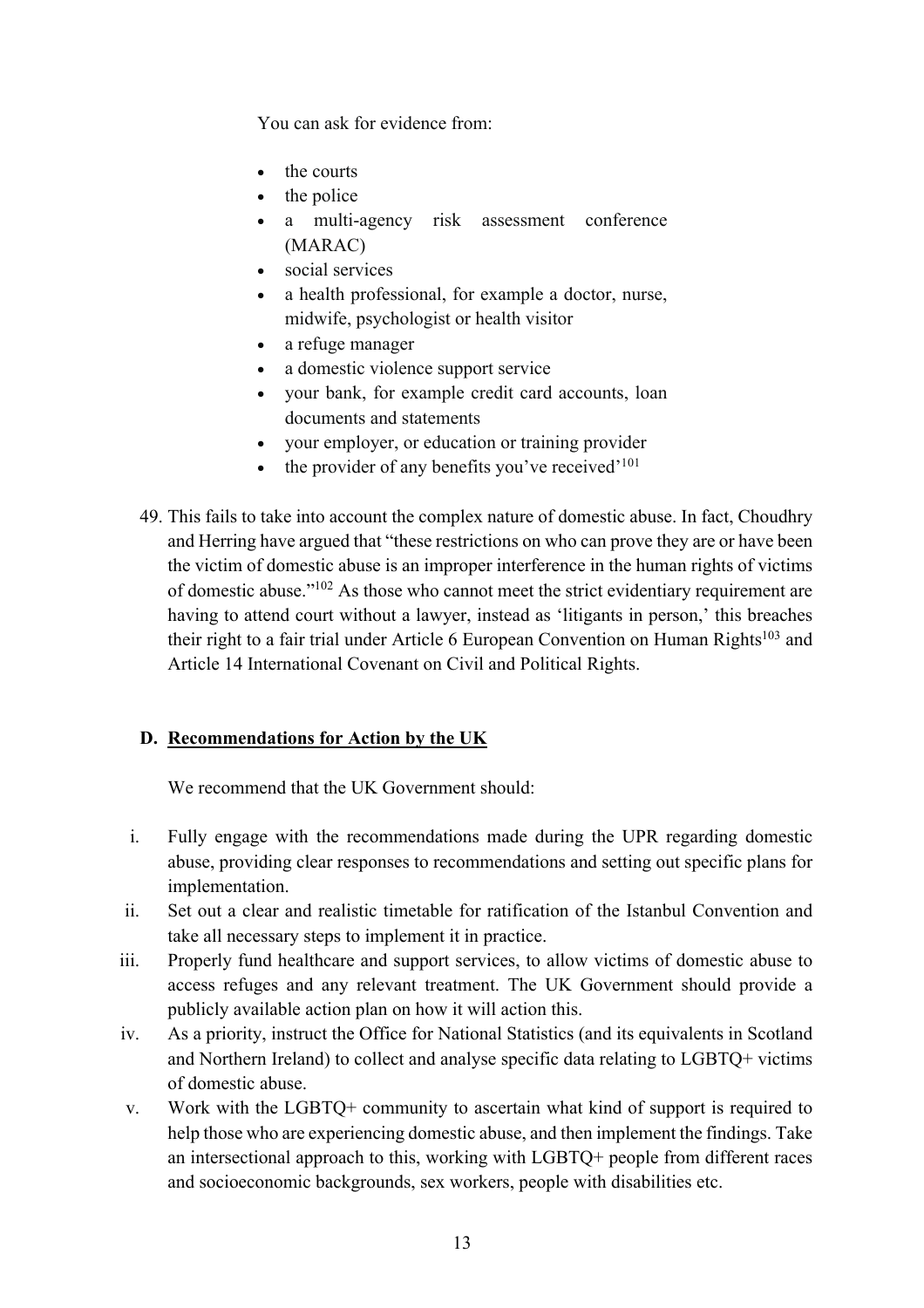You can ask for evidence from:

- the courts
- the police
- a multi-agency risk assessment conference (MARAC)
- social services
- a health professional, for example a doctor, nurse, midwife, psychologist or health visitor
- a refuge manager
- a domestic violence support service
- your bank, for example credit card accounts, loan documents and statements
- your employer, or education or training provider
- the provider of any benefits you've received'[101]

49. This fails to take into account the complex nature of domestic abuse. In fact, Choudhry and Herring have argued that "these restrictions on who can prove they are or have been the victim of domestic abuse is an improper interference in the human rights of victims of domestic abuse."[102] As those who cannot meet the strict evidentiary requirement are having to attend court without a lawyer, instead as 'litigants in person,' this breaches their right to a fair trial under Article 6 European Convention on Human Rights[103] and Article 14 International Covenant on Civil and Political Rights.

### D. Recommendations for Action by the UK

We recommend that the UK Government should:

i. Fully engage with the recommendations made during the UPR regarding domestic abuse, providing clear responses to recommendations and setting out specific plans for implementation.

ii. Set out a clear and realistic timetable for ratification of the Istanbul Convention and take all necessary steps to implement it in practice.

iii. Properly fund healthcare and support services, to allow victims of domestic abuse to access refuges and any relevant treatment. The UK Government should provide a publicly available action plan on how it will action this.

iv. As a priority, instruct the Office for National Statistics (and its equivalents in Scotland and Northern Ireland) to collect and analyse specific data relating to LGBTQ+ victims of domestic abuse.

v. Work with the LGBTQ+ community to ascertain what kind of support is required to help those who are experiencing domestic abuse, and then implement the findings. Take an intersectional approach to this, working with LGBTQ+ people from different races and socioeconomic backgrounds, sex workers, people with disabilities etc.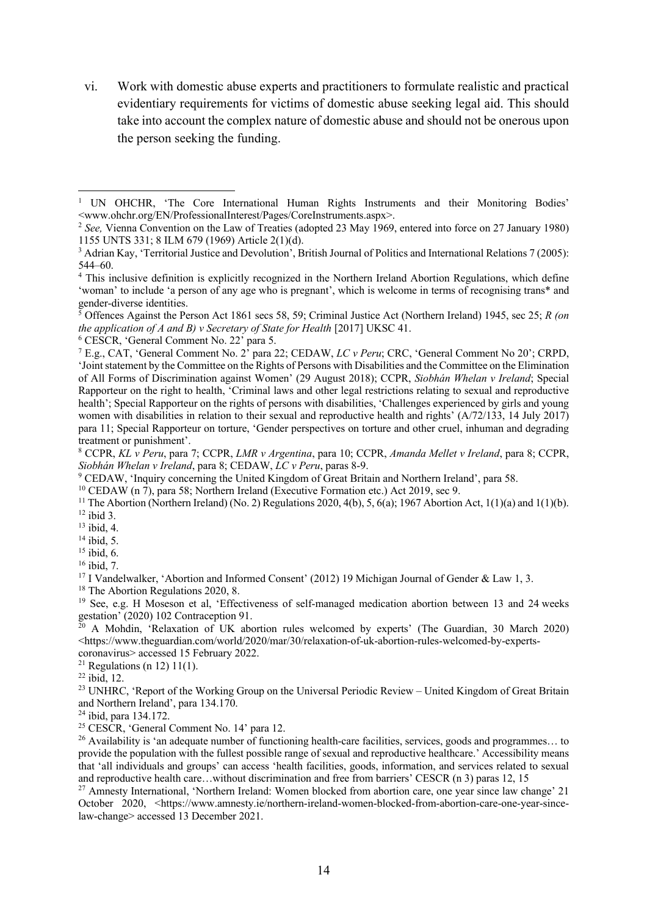vi. Work with domestic abuse experts and practitioners to formulate realistic and practical evidentiary requirements for victims of domestic abuse seeking legal aid. This should take into account the complex nature of domestic abuse and should not be onerous upon the person seeking the funding.

---

[1] UN OHCHR, 'The Core International Human Rights Instruments and their Monitoring Bodies' <www.ohchr.org/EN/ProfessionalInterest/Pages/CoreInstruments.aspx>.

[2] *See,* Vienna Convention on the Law of Treaties (adopted 23 May 1969, entered into force on 27 January 1980) 1155 UNTS 331; 8 ILM 679 (1969) Article 2(1)(d).

[3] Adrian Kay, 'Territorial Justice and Devolution', British Journal of Politics and International Relations 7 (2005): 544–60.

[4] This inclusive definition is explicitly recognized in the Northern Ireland Abortion Regulations, which define 'woman' to include 'a person of any age who is pregnant', which is welcome in terms of recognising trans* and gender-diverse identities.

[5] Offences Against the Person Act 1861 secs 58, 59; Criminal Justice Act (Northern Ireland) 1945, sec 25; *R (on the application of A and B) v Secretary of State for Health* [2017] UKSC 41.

[6] CESCR, 'General Comment No. 22' para 5.

[7] E.g., CAT, 'General Comment No. 2' para 22; CEDAW, *LC v Peru*; CRC, 'General Comment No 20'; CRPD, 'Joint statement by the Committee on the Rights of Persons with Disabilities and the Committee on the Elimination of All Forms of Discrimination against Women' (29 August 2018); CCPR, *Siobhán Whelan v Ireland*; Special Rapporteur on the right to health, 'Criminal laws and other legal restrictions relating to sexual and reproductive health'; Special Rapporteur on the rights of persons with disabilities, 'Challenges experienced by girls and young women with disabilities in relation to their sexual and reproductive health and rights' (A/72/133, 14 July 2017) para 11; Special Rapporteur on torture, 'Gender perspectives on torture and other cruel, inhuman and degrading treatment or punishment'.

[8] CCPR, *KL v Peru*, para 7; CCPR, *LMR v Argentina*, para 10; CCPR, *Amanda Mellet v Ireland*, para 8; CCPR, *Siobhán Whelan v Ireland*, para 8; CEDAW, *LC v Peru*, paras 8-9.

[9] CEDAW, 'Inquiry concerning the United Kingdom of Great Britain and Northern Ireland', para 58.

[10] CEDAW (n 7), para 58; Northern Ireland (Executive Formation etc.) Act 2019, sec 9.

[11] The Abortion (Northern Ireland) (No. 2) Regulations 2020, 4(b), 5, 6(a); 1967 Abortion Act, 1(1)(a) and 1(1)(b).

[12] ibid 3.

[13] ibid, 4.

[14] ibid, 5.

[15] ibid, 6.

[16] ibid, 7.

[17] I Vandelwalker, 'Abortion and Informed Consent' (2012) 19 Michigan Journal of Gender & Law 1, 3.

[18] The Abortion Regulations 2020, 8.

[19] See, e.g. H Moseson et al, 'Effectiveness of self-managed medication abortion between 13 and 24 weeks gestation' (2020) 102 Contraception 91.

[20] A Mohdin, 'Relaxation of UK abortion rules welcomed by experts' (The Guardian, 30 March 2020) <https://www.theguardian.com/world/2020/mar/30/relaxation-of-uk-abortion-rules-welcomed-by-experts-coronavirus> accessed 15 February 2022.

[21] Regulations (n 12) 11(1).

[22] ibid, 12.

[23] UNHRC, 'Report of the Working Group on the Universal Periodic Review – United Kingdom of Great Britain and Northern Ireland', para 134.170.

[24] ibid, para 134.172.

[25] CESCR, 'General Comment No. 14' para 12.

[26] Availability is 'an adequate number of functioning health-care facilities, services, goods and programmes… to provide the population with the fullest possible range of sexual and reproductive healthcare.' Accessibility means that 'all individuals and groups' can access 'health facilities, goods, information, and services related to sexual and reproductive health care…without discrimination and free from barriers' CESCR (n 3) paras 12, 15

[27] Amnesty International, 'Northern Ireland: Women blocked from abortion care, one year since law change' 21 October 2020, <https://www.amnesty.ie/northern-ireland-women-blocked-from-abortion-care-one-year-since-law-change> accessed 13 December 2021.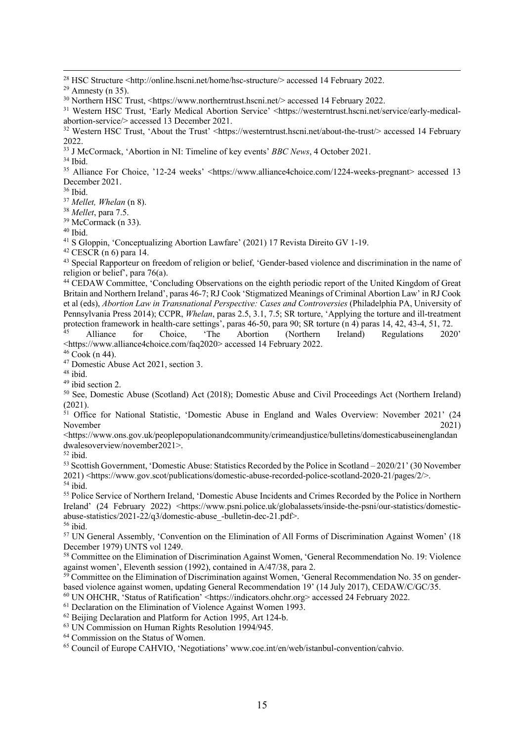[28] HSC Structure <http://online.hscni.net/home/hsc-structure/> accessed 14 February 2022.

[29] Amnesty (n 35).

[30] Northern HSC Trust, <https://www.northerntrust.hscni.net/> accessed 14 February 2022.

[31] Western HSC Trust, 'Early Medical Abortion Service' <https://westerntrust.hscni.net/service/early-medical-abortion-service/> accessed 13 December 2021.

[32] Western HSC Trust, 'About the Trust' <https://westerntrust.hscni.net/about-the-trust/> accessed 14 February 2022.

[33] J McCormack, 'Abortion in NI: Timeline of key events' *BBC News*, 4 October 2021.

[34] Ibid.

[35] Alliance For Choice, '12-24 weeks' <https://www.alliance4choice.com/1224-weeks-pregnant> accessed 13 December 2021.

[36] Ibid.

[37] *Mellet, Whelan* (n 8).

[38] *Mellet*, para 7.5.

[39] McCormack (n 33).

[40] Ibid.

[41] S Gloppin, 'Conceptualizing Abortion Lawfare' (2021) 17 Revista Direito GV 1-19.

[42] CESCR (n 6) para 14.

[43] Special Rapporteur on freedom of religion or belief, 'Gender-based violence and discrimination in the name of religion or belief', para 76(a).

[44] CEDAW Committee, 'Concluding Observations on the eighth periodic report of the United Kingdom of Great Britain and Northern Ireland', paras 46-7; RJ Cook 'Stigmatized Meanings of Criminal Abortion Law' in RJ Cook et al (eds), *Abortion Law in Transnational Perspective: Cases and Controversies* (Philadelphia PA, University of Pennsylvania Press 2014); CCPR, *Whelan*, paras 2.5, 3.1, 7.5; SR torture, 'Applying the torture and ill-treatment protection framework in health-care settings', paras 46-50, para 90; SR torture (n 4) paras 14, 42, 43-4, 51, 72.

[45] Alliance for Choice, 'The Abortion (Northern Ireland) Regulations 2020' <https://www.alliance4choice.com/faq2020> accessed 14 February 2022.

[46] Cook (n 44).

[47] Domestic Abuse Act 2021, section 3.

[48] ibid.

[49] ibid section 2.

[50] See, Domestic Abuse (Scotland) Act (2018); Domestic Abuse and Civil Proceedings Act (Northern Ireland) (2021).

[51] Office for National Statistic, 'Domestic Abuse in England and Wales Overview: November 2021' (24 November 2021) <https://www.ons.gov.uk/peoplepopulationandcommunity/crimeandjustice/bulletins/domesticabuseinenglandandwalesoverview/november2021>.

[52] ibid.

[53] Scottish Government, 'Domestic Abuse: Statistics Recorded by the Police in Scotland – 2020/21' (30 November 2021) <https://www.gov.scot/publications/domestic-abuse-recorded-police-scotland-2020-21/pages/2/>.

[54] ibid.

[55] Police Service of Northern Ireland, 'Domestic Abuse Incidents and Crimes Recorded by the Police in Northern Ireland' (24 February 2022) <https://www.psni.police.uk/globalassets/inside-the-psni/our-statistics/domestic-abuse-statistics/2021-22/q3/domestic-abuse_-bulletin-dec-21.pdf>.

[56] ibid.

[57] UN General Assembly, 'Convention on the Elimination of All Forms of Discrimination Against Women' (18 December 1979) UNTS vol 1249.

[58] Committee on the Elimination of Discrimination Against Women, 'General Recommendation No. 19: Violence against women', Eleventh session (1992), contained in A/47/38, para 2.

[59] Committee on the Elimination of Discrimination against Women, 'General Recommendation No. 35 on gender-based violence against women, updating General Recommendation 19' (14 July 2017), CEDAW/C/GC/35.

[60] UN OHCHR, 'Status of Ratification' <https://indicators.ohchr.org> accessed 24 February 2022.

[61] Declaration on the Elimination of Violence Against Women 1993.

[62] Beijing Declaration and Platform for Action 1995, Art 124-b.

[63] UN Commission on Human Rights Resolution 1994/945.

[64] Commission on the Status of Women.

[65] Council of Europe CAHVIO, 'Negotiations' www.coe.int/en/web/istanbul-convention/cahvio.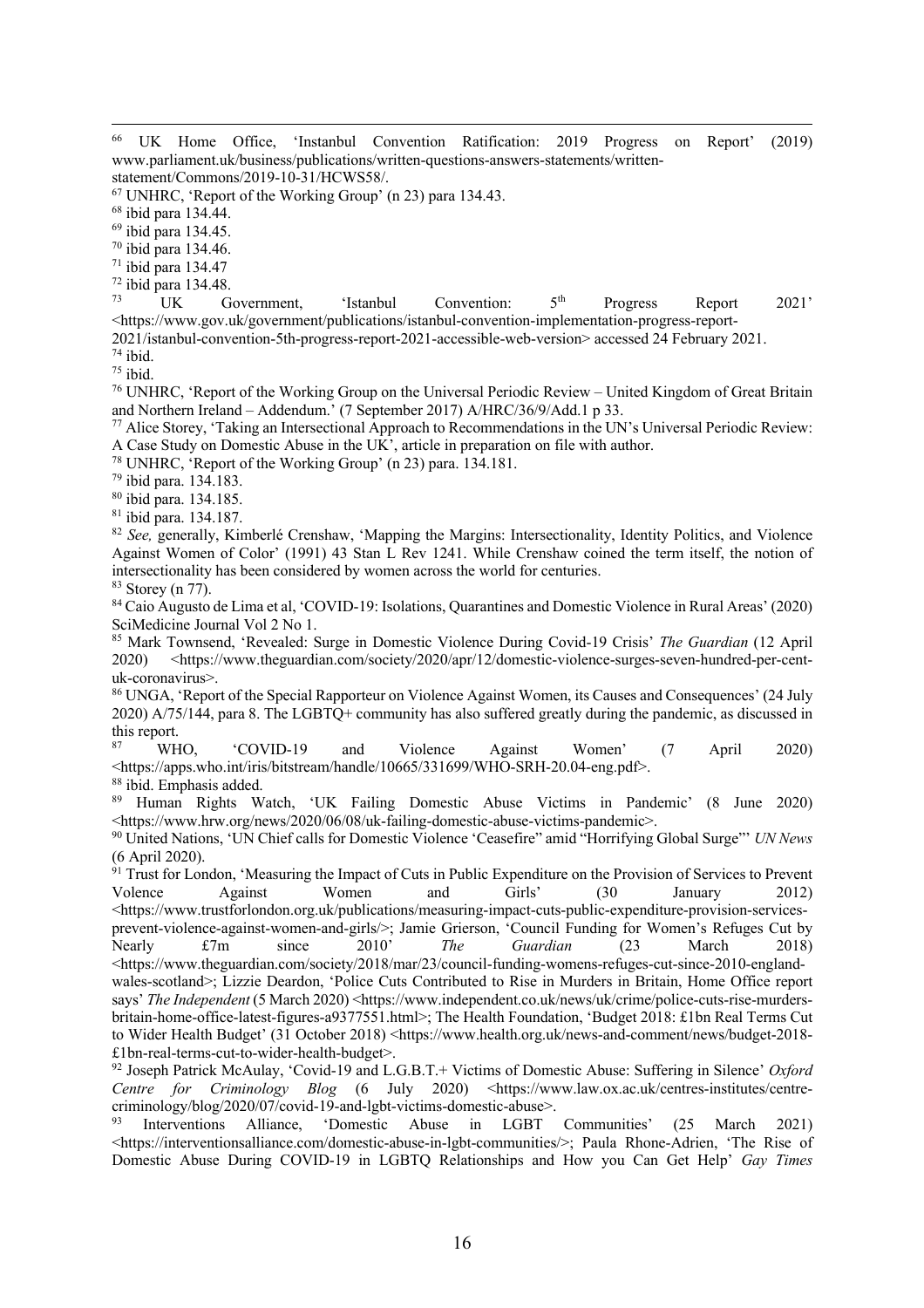[66] UK Home Office, 'Instanbul Convention Ratification: 2019 Progress on Report' (2019) www.parliament.uk/business/publications/written-questions-answers-statements/written-statement/Commons/2019-10-31/HCWS58/.

[67] UNHRC, 'Report of the Working Group' (n 23) para 134.43.

[68] ibid para 134.44.

[69] ibid para 134.45.

[70] ibid para 134.46.

[71] ibid para 134.47

[72] ibid para 134.48.

[73] UK Government, 'Istanbul Convention: 5th Progress Report 2021' <https://www.gov.uk/government/publications/istanbul-convention-implementation-progress-report-2021/istanbul-convention-5th-progress-report-2021-accessible-web-version> accessed 24 February 2021.

[74] ibid.

[75] ibid.

[76] UNHRC, 'Report of the Working Group on the Universal Periodic Review – United Kingdom of Great Britain and Northern Ireland – Addendum.' (7 September 2017) A/HRC/36/9/Add.1 p 33.

[77] Alice Storey, 'Taking an Intersectional Approach to Recommendations in the UN's Universal Periodic Review: A Case Study on Domestic Abuse in the UK', article in preparation on file with author.

[78] UNHRC, 'Report of the Working Group' (n 23) para. 134.181.

[79] ibid para. 134.183.

[80] ibid para. 134.185.

[81] ibid para. 134.187.

[82] *See,* generally, Kimberlé Crenshaw, 'Mapping the Margins: Intersectionality, Identity Politics, and Violence Against Women of Color' (1991) 43 Stan L Rev 1241. While Crenshaw coined the term itself, the notion of intersectionality has been considered by women across the world for centuries.

[83] Storey (n 77).

[84] Caio Augusto de Lima et al, 'COVID-19: Isolations, Quarantines and Domestic Violence in Rural Areas' (2020) SciMedicine Journal Vol 2 No 1.

[85] Mark Townsend, 'Revealed: Surge in Domestic Violence During Covid-19 Crisis' *The Guardian* (12 April 2020) <https://www.theguardian.com/society/2020/apr/12/domestic-violence-surges-seven-hundred-per-cent-uk-coronavirus>.

[86] UNGA, 'Report of the Special Rapporteur on Violence Against Women, its Causes and Consequences' (24 July 2020) A/75/144, para 8. The LGBTQ+ community has also suffered greatly during the pandemic, as discussed in this report.

[87] WHO, 'COVID-19 and Violence Against Women' (7 April 2020) <https://apps.who.int/iris/bitstream/handle/10665/331699/WHO-SRH-20.04-eng.pdf>.

[88] ibid. Emphasis added.

[89] Human Rights Watch, 'UK Failing Domestic Abuse Victims in Pandemic' (8 June 2020) <https://www.hrw.org/news/2020/06/08/uk-failing-domestic-abuse-victims-pandemic>.

[90] United Nations, 'UN Chief calls for Domestic Violence 'Ceasefire" amid "Horrifying Global Surge"' *UN News* (6 April 2020).

[91] Trust for London, 'Measuring the Impact of Cuts in Public Expenditure on the Provision of Services to Prevent Violence Against Women and Girls' (30 January 2012) <https://www.trustforlondon.org.uk/publications/measuring-impact-cuts-public-expenditure-provision-services-prevent-violence-against-women-and-girls/>; Jamie Grierson, 'Council Funding for Women's Refuges Cut by Nearly £7m since 2010' *The Guardian* (23 March 2018) <https://www.theguardian.com/society/2018/mar/23/council-funding-womens-refuges-cut-since-2010-england-wales-scotland>; Lizzie Deardon, 'Police Cuts Contributed to Rise in Murders in Britain, Home Office report says' *The Independent* (5 March 2020) <https://www.independent.co.uk/news/uk/crime/police-cuts-rise-murders-britain-home-office-latest-figures-a9377551.html>; The Health Foundation, 'Budget 2018: £1bn Real Terms Cut to Wider Health Budget' (31 October 2018) <https://www.health.org.uk/news-and-comment/news/budget-2018-£1bn-real-terms-cut-to-wider-health-budget>.

[92] Joseph Patrick McAulay, 'Covid-19 and L.G.B.T.+ Victims of Domestic Abuse: Suffering in Silence' *Oxford Centre for Criminology Blog* (6 July 2020) <https://www.law.ox.ac.uk/centres-institutes/centre-criminology/blog/2020/07/covid-19-and-lgbt-victims-domestic-abuse>.

[93] Interventions Alliance, 'Domestic Abuse in LGBT Communities' (25 March 2021) <https://interventionsalliance.com/domestic-abuse-in-lgbt-communities/>; Paula Rhone-Adrien, 'The Rise of Domestic Abuse During COVID-19 in LGBTQ Relationships and How you Can Get Help' *Gay Times*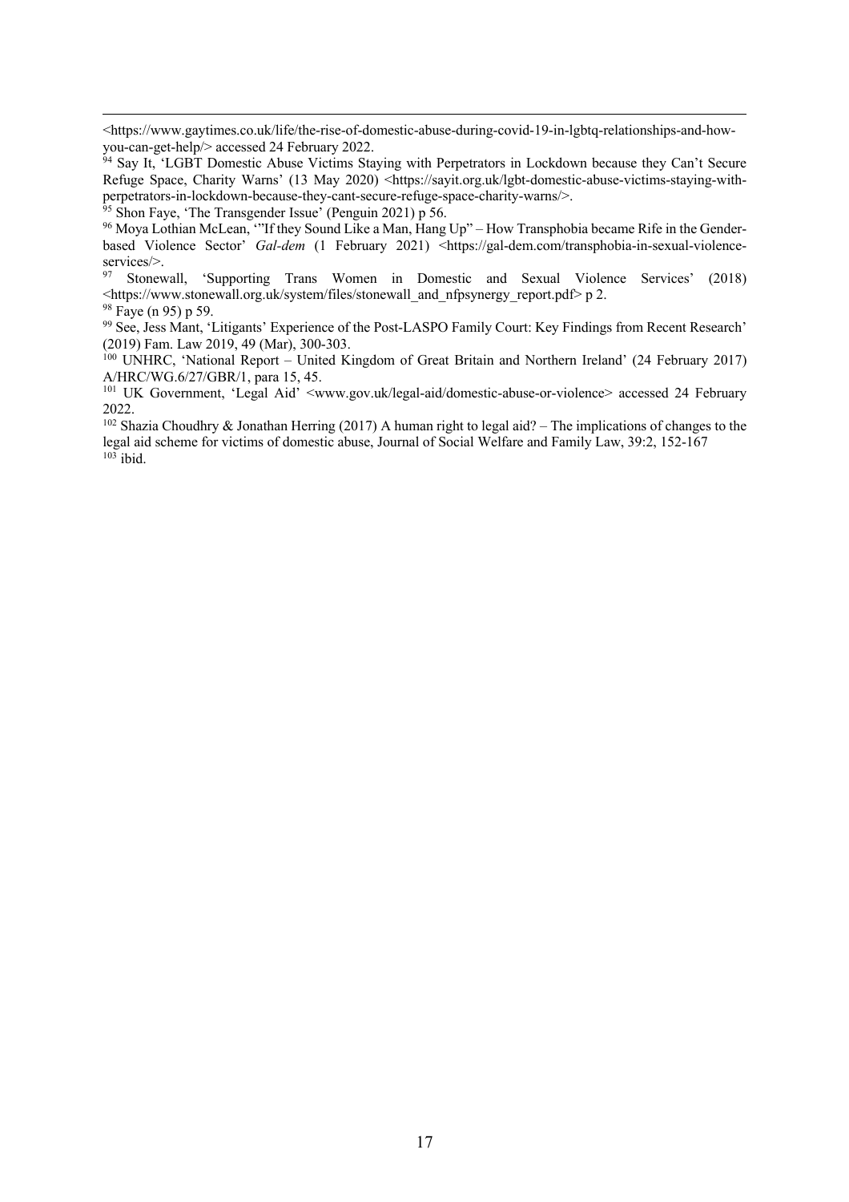<https://www.gaytimes.co.uk/life/the-rise-of-domestic-abuse-during-covid-19-in-lgbtq-relationships-and-how-you-can-get-help/> accessed 24 February 2022.

[94] Say It, 'LGBT Domestic Abuse Victims Staying with Perpetrators in Lockdown because they Can't Secure Refuge Space, Charity Warns' (13 May 2020) <https://sayit.org.uk/lgbt-domestic-abuse-victims-staying-with-perpetrators-in-lockdown-because-they-cant-secure-refuge-space-charity-warns/>.

[95] Shon Faye, 'The Transgender Issue' (Penguin 2021) p 56.

[96] Moya Lothian McLean, '"If they Sound Like a Man, Hang Up" – How Transphobia became Rife in the Gender-based Violence Sector' *Gal-dem* (1 February 2021) <https://gal-dem.com/transphobia-in-sexual-violence-services/>.

[97] Stonewall, 'Supporting Trans Women in Domestic and Sexual Violence Services' (2018) <https://www.stonewall.org.uk/system/files/stonewall_and_nfpsynergy_report.pdf> p 2.

[98] Faye (n 95) p 59.

[99] See, Jess Mant, 'Litigants' Experience of the Post-LASPO Family Court: Key Findings from Recent Research' (2019) Fam. Law 2019, 49 (Mar), 300-303.

[100] UNHRC, 'National Report – United Kingdom of Great Britain and Northern Ireland' (24 February 2017) A/HRC/WG.6/27/GBR/1, para 15, 45.

[101] UK Government, 'Legal Aid' <www.gov.uk/legal-aid/domestic-abuse-or-violence> accessed 24 February 2022.

[102] Shazia Choudhry & Jonathan Herring (2017) A human right to legal aid? – The implications of changes to the legal aid scheme for victims of domestic abuse, Journal of Social Welfare and Family Law, 39:2, 152-167

[103] ibid.